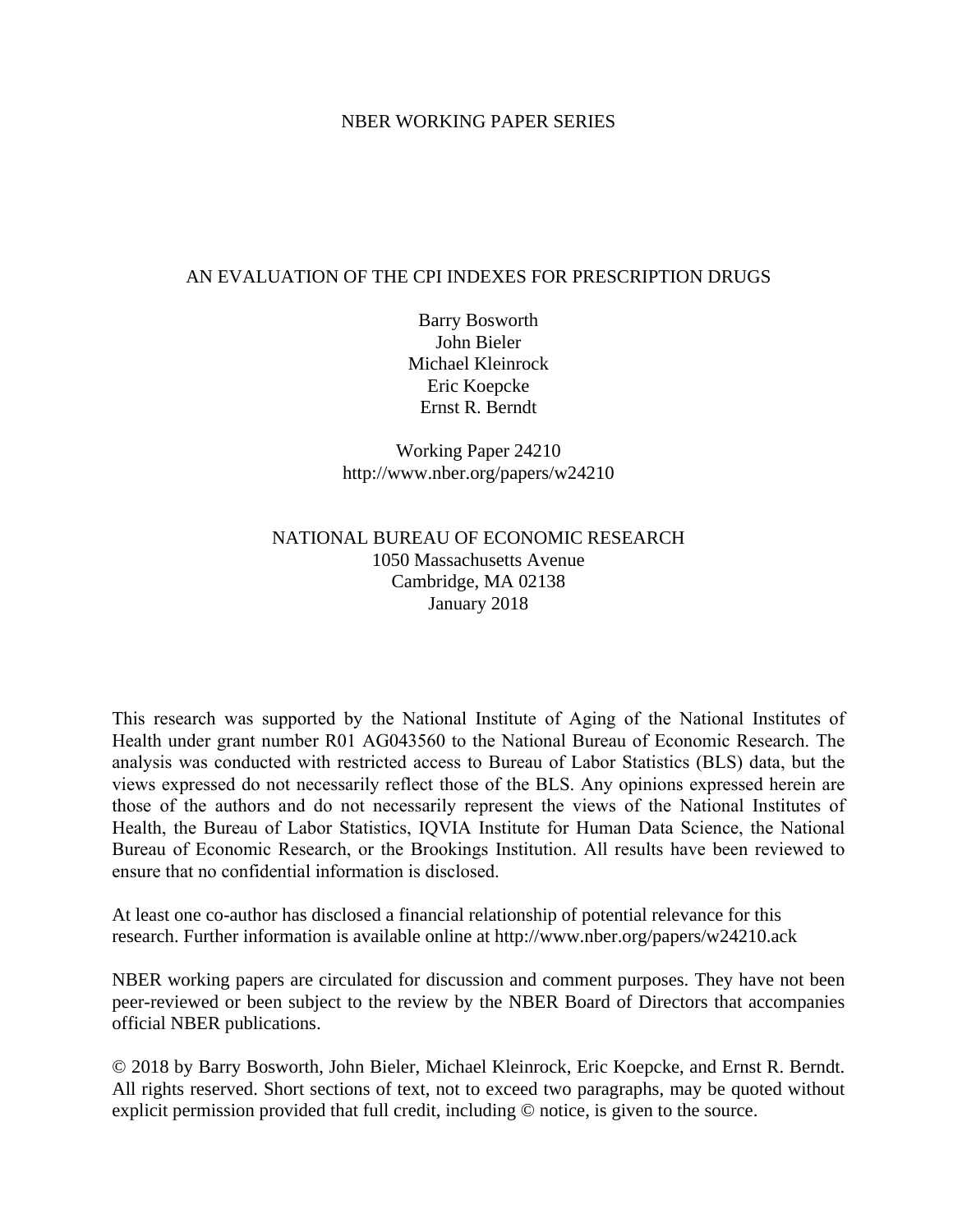NBER WORKING PAPER SERIES

# AN EVALUATION OF THE CPI INDEXES FOR PRESCRIPTION DRUGS

Barry Bosworth
John Bieler
Michael Kleinrock
Eric Koepcke
Ernst R. Berndt

Working Paper 24210
http://www.nber.org/papers/w24210

NATIONAL BUREAU OF ECONOMIC RESEARCH
1050 Massachusetts Avenue
Cambridge, MA 02138
January 2018

This research was supported by the National Institute of Aging of the National Institutes of Health under grant number R01 AG043560 to the National Bureau of Economic Research. The analysis was conducted with restricted access to Bureau of Labor Statistics (BLS) data, but the views expressed do not necessarily reflect those of the BLS. Any opinions expressed herein are those of the authors and do not necessarily represent the views of the National Institutes of Health, the Bureau of Labor Statistics, IQVIA Institute for Human Data Science, the National Bureau of Economic Research, or the Brookings Institution. All results have been reviewed to ensure that no confidential information is disclosed.

At least one co-author has disclosed a financial relationship of potential relevance for this research. Further information is available online at http://www.nber.org/papers/w24210.ack

NBER working papers are circulated for discussion and comment purposes. They have not been peer-reviewed or been subject to the review by the NBER Board of Directors that accompanies official NBER publications.

© 2018 by Barry Bosworth, John Bieler, Michael Kleinrock, Eric Koepcke, and Ernst R. Berndt. All rights reserved. Short sections of text, not to exceed two paragraphs, may be quoted without explicit permission provided that full credit, including © notice, is given to the source.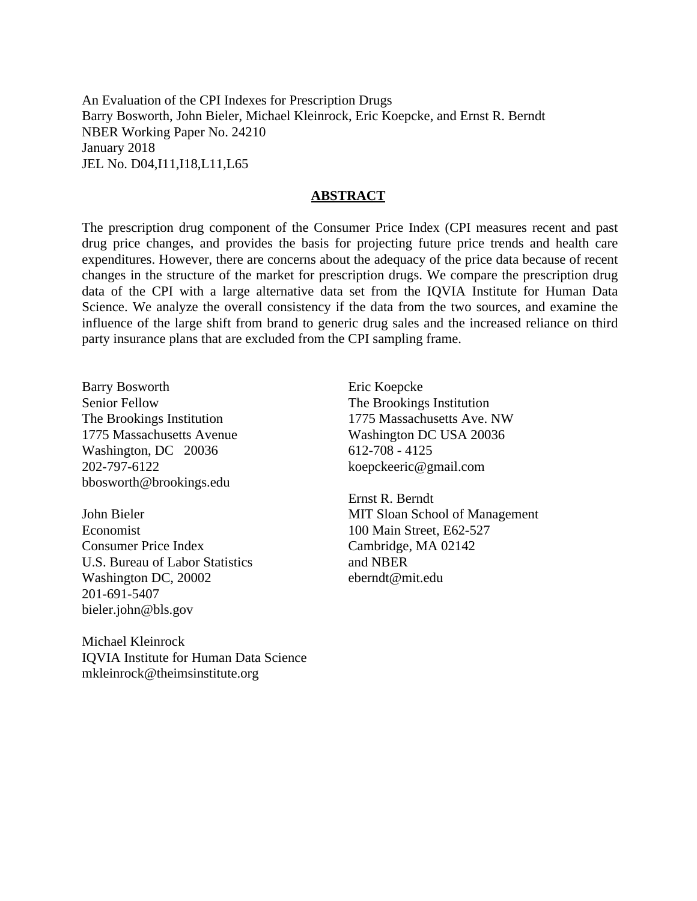An Evaluation of the CPI Indexes for Prescription Drugs
Barry Bosworth, John Bieler, Michael Kleinrock, Eric Koepcke, and Ernst R. Berndt
NBER Working Paper No. 24210
January 2018
JEL No. D04,I11,I18,L11,L65

## ABSTRACT

The prescription drug component of the Consumer Price Index (CPI measures recent and past drug price changes, and provides the basis for projecting future price trends and health care expenditures. However, there are concerns about the adequacy of the price data because of recent changes in the structure of the market for prescription drugs. We compare the prescription drug data of the CPI with a large alternative data set from the IQVIA Institute for Human Data Science. We analyze the overall consistency if the data from the two sources, and examine the influence of the large shift from brand to generic drug sales and the increased reliance on third party insurance plans that are excluded from the CPI sampling frame.

Barry Bosworth
Senior Fellow
The Brookings Institution
1775 Massachusetts Avenue
Washington, DC 20036
202-797-6122
bbosworth@brookings.edu

John Bieler
Economist
Consumer Price Index
U.S. Bureau of Labor Statistics
Washington DC, 20002
201-691-5407
bieler.john@bls.gov

Michael Kleinrock
IQVIA Institute for Human Data Science
mkleinrock@theimsinstitute.org

Eric Koepcke
The Brookings Institution
1775 Massachusetts Ave. NW
Washington DC USA 20036
612-708 - 4125
koepckeeric@gmail.com

Ernst R. Berndt
MIT Sloan School of Management
100 Main Street, E62-527
Cambridge, MA 02142
and NBER
eberndt@mit.edu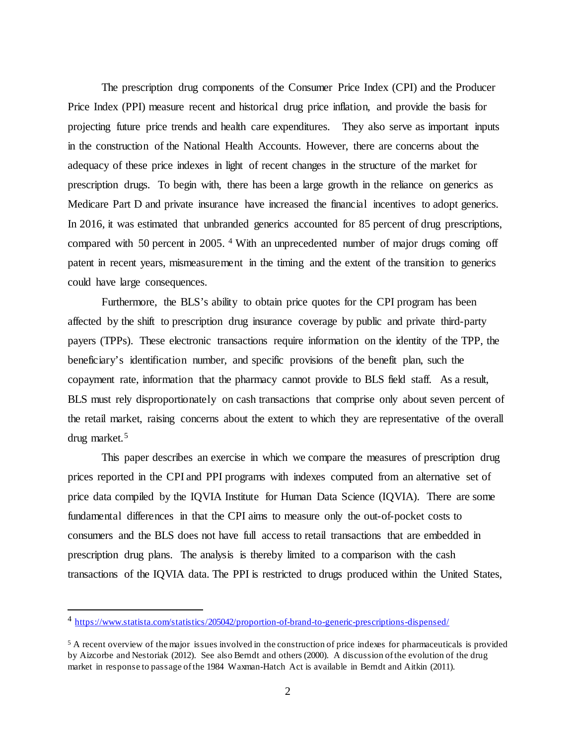The prescription drug components of the Consumer Price Index (CPI) and the Producer Price Index (PPI) measure recent and historical drug price inflation, and provide the basis for projecting future price trends and health care expenditures. They also serve as important inputs in the construction of the National Health Accounts. However, there are concerns about the adequacy of these price indexes in light of recent changes in the structure of the market for prescription drugs. To begin with, there has been a large growth in the reliance on generics as Medicare Part D and private insurance have increased the financial incentives to adopt generics. In 2016, it was estimated that unbranded generics accounted for 85 percent of drug prescriptions, compared with 50 percent in 2005. [4] With an unprecedented number of major drugs coming off patent in recent years, mismeasurement in the timing and the extent of the transition to generics could have large consequences.

Furthermore, the BLS's ability to obtain price quotes for the CPI program has been affected by the shift to prescription drug insurance coverage by public and private third-party payers (TPPs). These electronic transactions require information on the identity of the TPP, the beneficiary's identification number, and specific provisions of the benefit plan, such the copayment rate, information that the pharmacy cannot provide to BLS field staff. As a result, BLS must rely disproportionately on cash transactions that comprise only about seven percent of the retail market, raising concerns about the extent to which they are representative of the overall drug market.[5]

This paper describes an exercise in which we compare the measures of prescription drug prices reported in the CPI and PPI programs with indexes computed from an alternative set of price data compiled by the IQVIA Institute for Human Data Science (IQVIA). There are some fundamental differences in that the CPI aims to measure only the out-of-pocket costs to consumers and the BLS does not have full access to retail transactions that are embedded in prescription drug plans. The analysis is thereby limited to a comparison with the cash transactions of the IQVIA data. The PPI is restricted to drugs produced within the United States,

---

[4] https://www.statista.com/statistics/205042/proportion-of-brand-to-generic-prescriptions-dispensed/

[5] A recent overview of the major issues involved in the construction of price indexes for pharmaceuticals is provided by Aizcorbe and Nestoriak (2012). See also Berndt and others (2000). A discussion of the evolution of the drug market in response to passage of the 1984 Waxman-Hatch Act is available in Berndt and Aitkin (2011).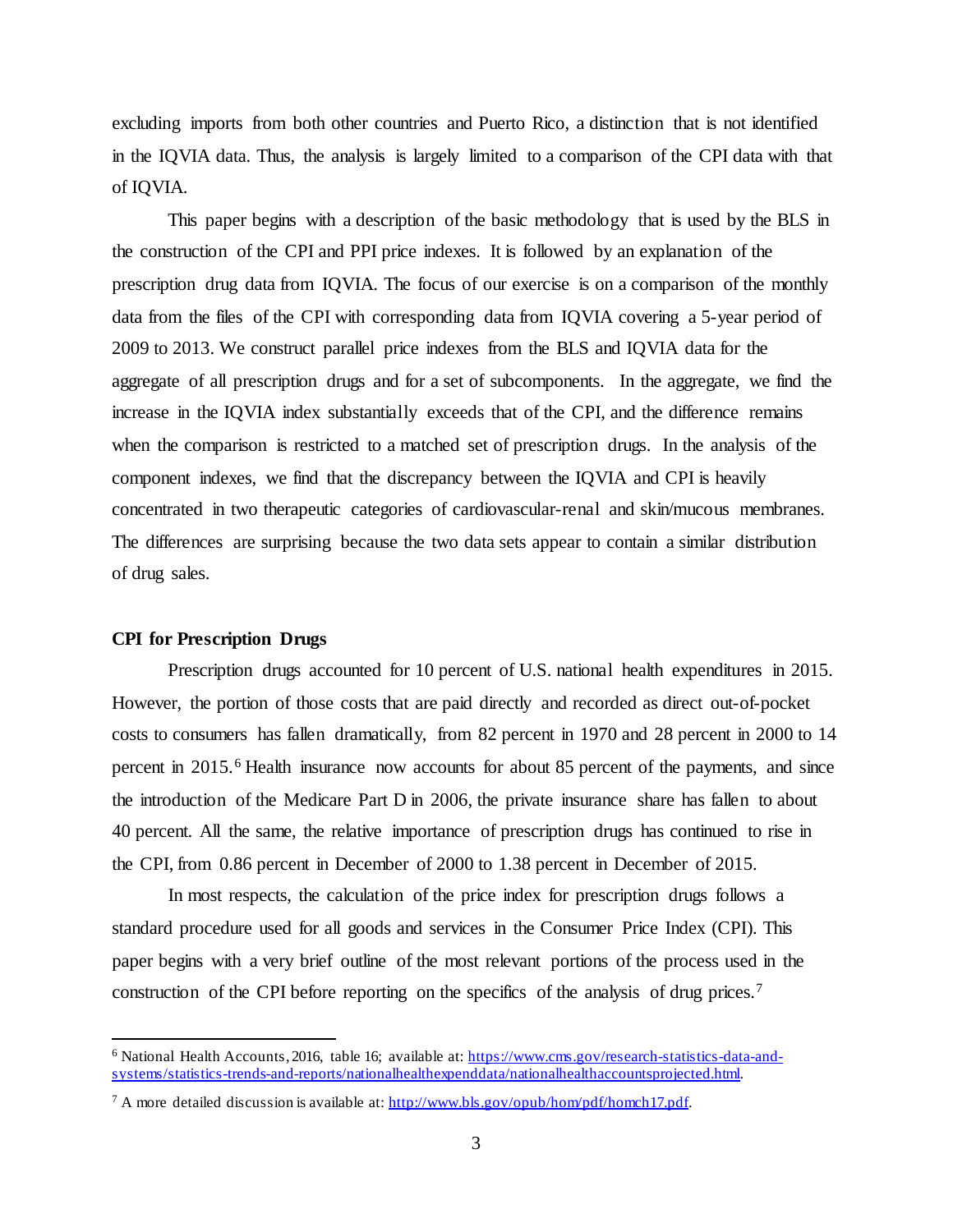excluding imports from both other countries and Puerto Rico, a distinction that is not identified in the IQVIA data. Thus, the analysis is largely limited to a comparison of the CPI data with that of IQVIA.

This paper begins with a description of the basic methodology that is used by the BLS in the construction of the CPI and PPI price indexes. It is followed by an explanation of the prescription drug data from IQVIA. The focus of our exercise is on a comparison of the monthly data from the files of the CPI with corresponding data from IQVIA covering a 5-year period of 2009 to 2013. We construct parallel price indexes from the BLS and IQVIA data for the aggregate of all prescription drugs and for a set of subcomponents. In the aggregate, we find the increase in the IQVIA index substantially exceeds that of the CPI, and the difference remains when the comparison is restricted to a matched set of prescription drugs. In the analysis of the component indexes, we find that the discrepancy between the IQVIA and CPI is heavily concentrated in two therapeutic categories of cardiovascular-renal and skin/mucous membranes. The differences are surprising because the two data sets appear to contain a similar distribution of drug sales.

**CPI for Prescription Drugs**

Prescription drugs accounted for 10 percent of U.S. national health expenditures in 2015. However, the portion of those costs that are paid directly and recorded as direct out-of-pocket costs to consumers has fallen dramatically, from 82 percent in 1970 and 28 percent in 2000 to 14 percent in 2015.[6] Health insurance now accounts for about 85 percent of the payments, and since the introduction of the Medicare Part D in 2006, the private insurance share has fallen to about 40 percent. All the same, the relative importance of prescription drugs has continued to rise in the CPI, from 0.86 percent in December of 2000 to 1.38 percent in December of 2015.

In most respects, the calculation of the price index for prescription drugs follows a standard procedure used for all goods and services in the Consumer Price Index (CPI). This paper begins with a very brief outline of the most relevant portions of the process used in the construction of the CPI before reporting on the specifics of the analysis of drug prices.[7]

---

[6] National Health Accounts, 2016, table 16; available at: https://www.cms.gov/research-statistics-data-and-systems/statistics-trends-and-reports/nationalhealthexpenddata/nationalhealthaccountsprojected.html.

[7] A more detailed discussion is available at: http://www.bls.gov/opub/hom/pdf/homch17.pdf.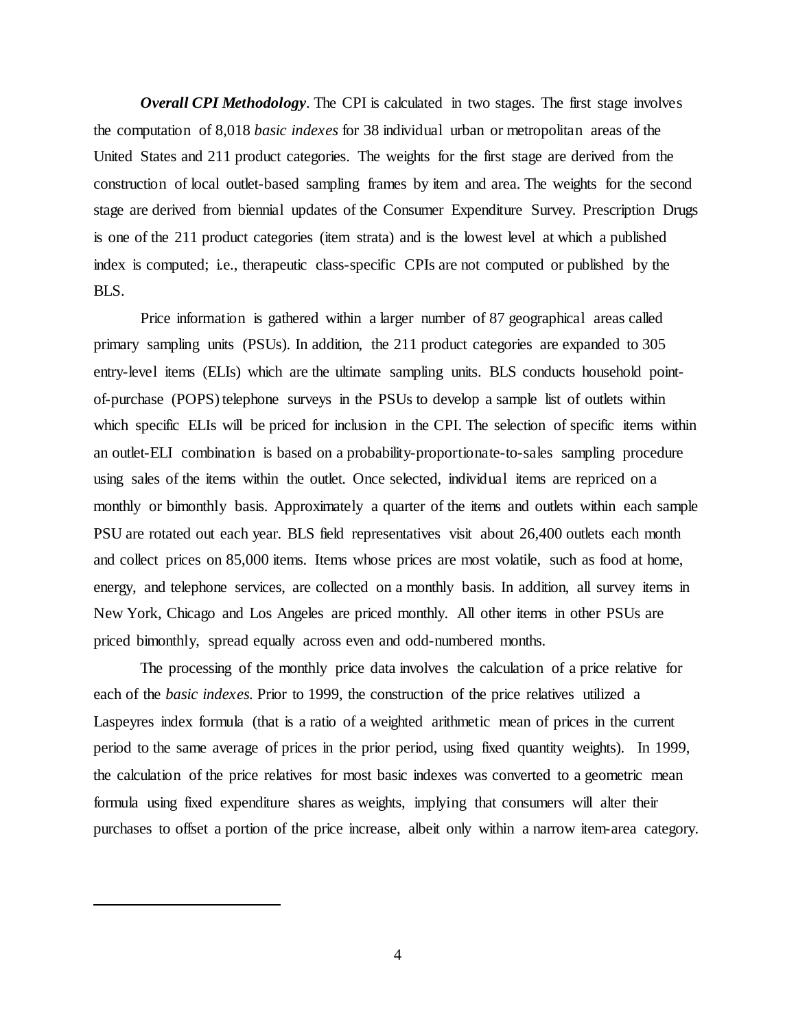***Overall CPI Methodology***. The CPI is calculated in two stages. The first stage involves the computation of 8,018 *basic indexes* for 38 individual urban or metropolitan areas of the United States and 211 product categories. The weights for the first stage are derived from the construction of local outlet-based sampling frames by item and area. The weights for the second stage are derived from biennial updates of the Consumer Expenditure Survey. Prescription Drugs is one of the 211 product categories (item strata) and is the lowest level at which a published index is computed; i.e., therapeutic class-specific CPIs are not computed or published by the BLS.

Price information is gathered within a larger number of 87 geographical areas called primary sampling units (PSUs). In addition, the 211 product categories are expanded to 305 entry-level items (ELIs) which are the ultimate sampling units. BLS conducts household point-of-purchase (POPS) telephone surveys in the PSUs to develop a sample list of outlets within which specific ELIs will be priced for inclusion in the CPI. The selection of specific items within an outlet-ELI combination is based on a probability-proportionate-to-sales sampling procedure using sales of the items within the outlet. Once selected, individual items are repriced on a monthly or bimonthly basis. Approximately a quarter of the items and outlets within each sample PSU are rotated out each year. BLS field representatives visit about 26,400 outlets each month and collect prices on 85,000 items. Items whose prices are most volatile, such as food at home, energy, and telephone services, are collected on a monthly basis. In addition, all survey items in New York, Chicago and Los Angeles are priced monthly. All other items in other PSUs are priced bimonthly, spread equally across even and odd-numbered months.

The processing of the monthly price data involves the calculation of a price relative for each of the *basic indexes.* Prior to 1999, the construction of the price relatives utilized a Laspeyres index formula (that is a ratio of a weighted arithmetic mean of prices in the current period to the same average of prices in the prior period, using fixed quantity weights). In 1999, the calculation of the price relatives for most basic indexes was converted to a geometric mean formula using fixed expenditure shares as weights, implying that consumers will alter their purchases to offset a portion of the price increase, albeit only within a narrow item-area category.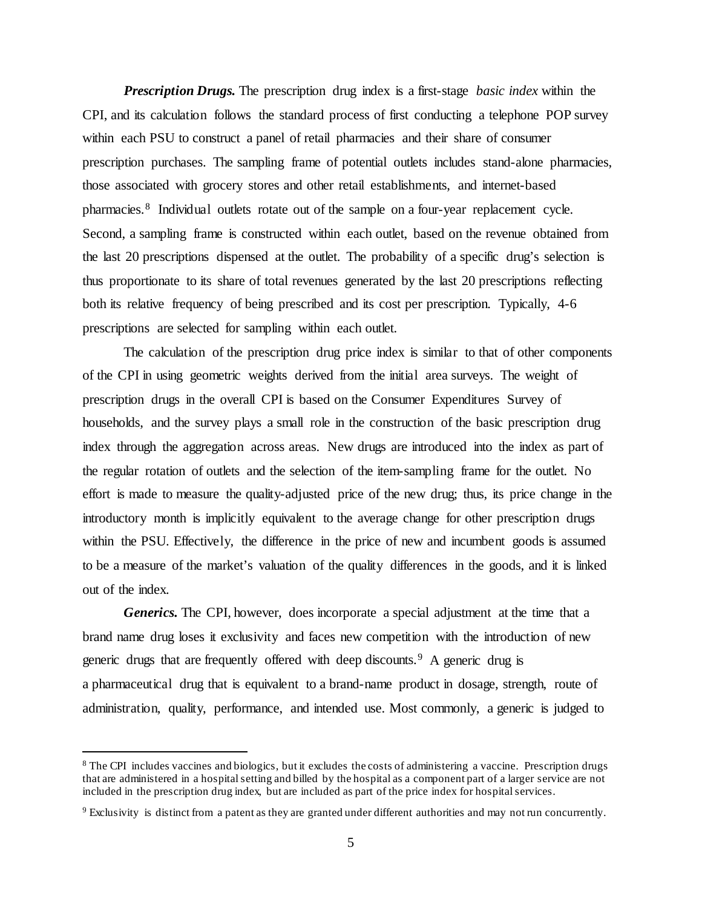***Prescription Drugs.*** The prescription drug index is a first-stage *basic index* within the CPI, and its calculation follows the standard process of first conducting a telephone POP survey within each PSU to construct a panel of retail pharmacies and their share of consumer prescription purchases. The sampling frame of potential outlets includes stand-alone pharmacies, those associated with grocery stores and other retail establishments, and internet-based pharmacies.[8] Individual outlets rotate out of the sample on a four-year replacement cycle. Second, a sampling frame is constructed within each outlet, based on the revenue obtained from the last 20 prescriptions dispensed at the outlet. The probability of a specific drug's selection is thus proportionate to its share of total revenues generated by the last 20 prescriptions reflecting both its relative frequency of being prescribed and its cost per prescription. Typically, 4-6 prescriptions are selected for sampling within each outlet.

The calculation of the prescription drug price index is similar to that of other components of the CPI in using geometric weights derived from the initial area surveys. The weight of prescription drugs in the overall CPI is based on the Consumer Expenditures Survey of households, and the survey plays a small role in the construction of the basic prescription drug index through the aggregation across areas. New drugs are introduced into the index as part of the regular rotation of outlets and the selection of the item-sampling frame for the outlet. No effort is made to measure the quality-adjusted price of the new drug; thus, its price change in the introductory month is implicitly equivalent to the average change for other prescription drugs within the PSU. Effectively, the difference in the price of new and incumbent goods is assumed to be a measure of the market's valuation of the quality differences in the goods, and it is linked out of the index.

***Generics.*** The CPI, however, does incorporate a special adjustment at the time that a brand name drug loses it exclusivity and faces new competition with the introduction of new generic drugs that are frequently offered with deep discounts.[9] A generic drug is a pharmaceutical drug that is equivalent to a brand-name product in dosage, strength, route of administration, quality, performance, and intended use. Most commonly, a generic is judged to

---

[8] The CPI includes vaccines and biologics, but it excludes the costs of administering a vaccine. Prescription drugs that are administered in a hospital setting and billed by the hospital as a component part of a larger service are not included in the prescription drug index, but are included as part of the price index for hospital services.

[9] Exclusivity is distinct from a patent as they are granted under different authorities and may not run concurrently.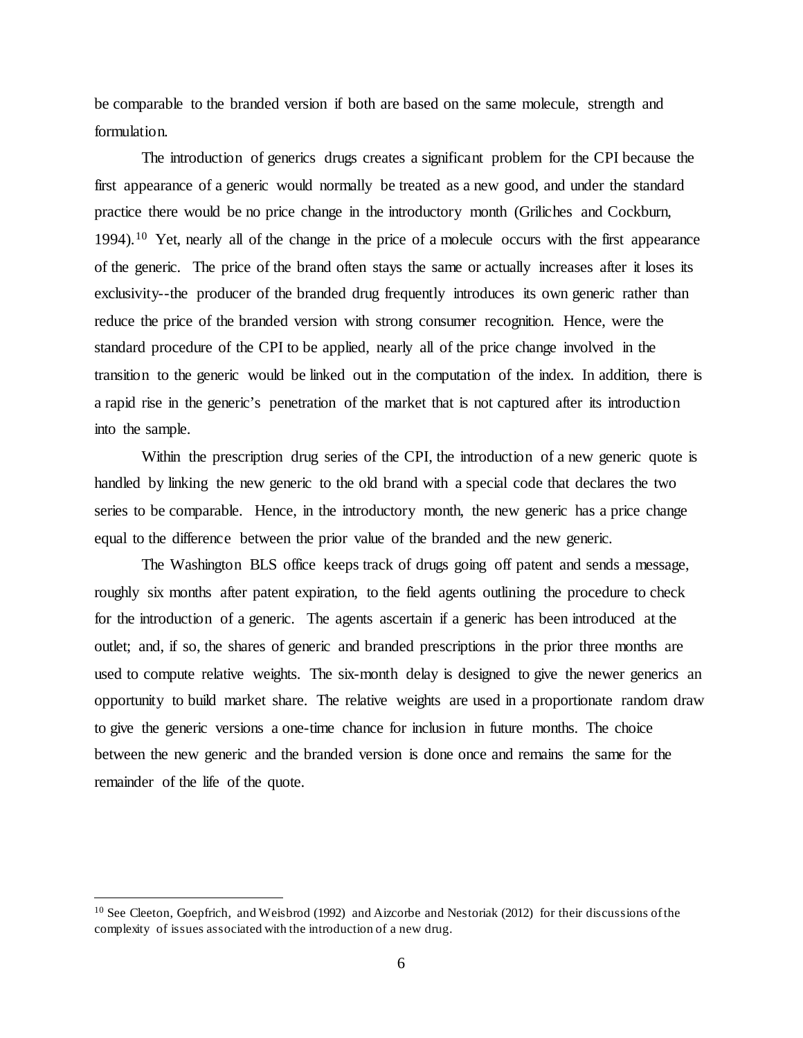be comparable to the branded version if both are based on the same molecule, strength and formulation.

The introduction of generics drugs creates a significant problem for the CPI because the first appearance of a generic would normally be treated as a new good, and under the standard practice there would be no price change in the introductory month (Griliches and Cockburn, 1994).[10] Yet, nearly all of the change in the price of a molecule occurs with the first appearance of the generic. The price of the brand often stays the same or actually increases after it loses its exclusivity--the producer of the branded drug frequently introduces its own generic rather than reduce the price of the branded version with strong consumer recognition. Hence, were the standard procedure of the CPI to be applied, nearly all of the price change involved in the transition to the generic would be linked out in the computation of the index. In addition, there is a rapid rise in the generic's penetration of the market that is not captured after its introduction into the sample.

Within the prescription drug series of the CPI, the introduction of a new generic quote is handled by linking the new generic to the old brand with a special code that declares the two series to be comparable. Hence, in the introductory month, the new generic has a price change equal to the difference between the prior value of the branded and the new generic.

The Washington BLS office keeps track of drugs going off patent and sends a message, roughly six months after patent expiration, to the field agents outlining the procedure to check for the introduction of a generic. The agents ascertain if a generic has been introduced at the outlet; and, if so, the shares of generic and branded prescriptions in the prior three months are used to compute relative weights. The six-month delay is designed to give the newer generics an opportunity to build market share. The relative weights are used in a proportionate random draw to give the generic versions a one-time chance for inclusion in future months. The choice between the new generic and the branded version is done once and remains the same for the remainder of the life of the quote.

---

[10] See Cleeton, Goepfrich, and Weisbrod (1992) and Aizcorbe and Nestoriak (2012) for their discussions of the complexity of issues associated with the introduction of a new drug.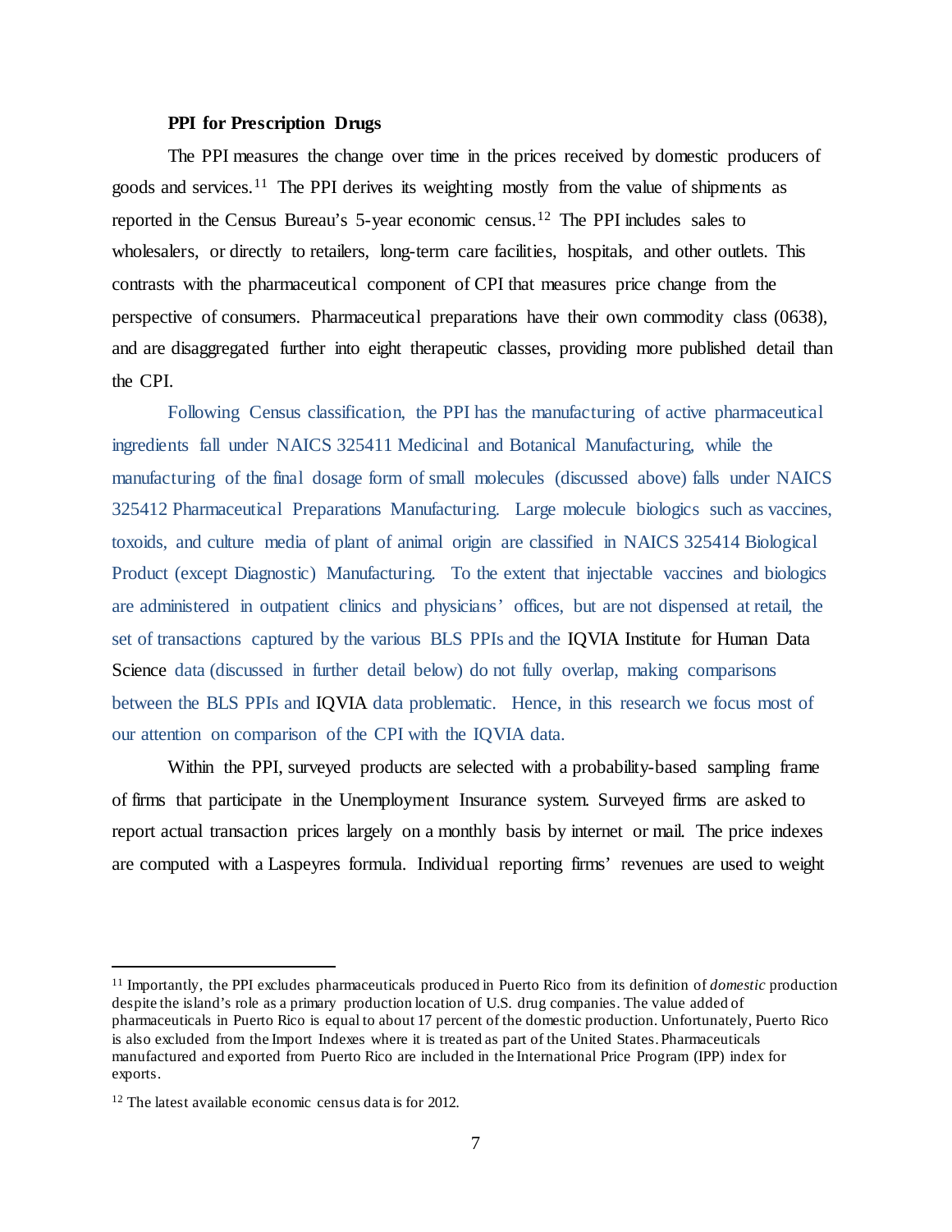**PPI for Prescription Drugs**

The PPI measures the change over time in the prices received by domestic producers of goods and services.[11] The PPI derives its weighting mostly from the value of shipments as reported in the Census Bureau's 5-year economic census.[12] The PPI includes sales to wholesalers, or directly to retailers, long-term care facilities, hospitals, and other outlets. This contrasts with the pharmaceutical component of CPI that measures price change from the perspective of consumers. Pharmaceutical preparations have their own commodity class (0638), and are disaggregated further into eight therapeutic classes, providing more published detail than the CPI.

Following Census classification, the PPI has the manufacturing of active pharmaceutical ingredients fall under NAICS 325411 Medicinal and Botanical Manufacturing, while the manufacturing of the final dosage form of small molecules (discussed above) falls under NAICS 325412 Pharmaceutical Preparations Manufacturing. Large molecule biologics such as vaccines, toxoids, and culture media of plant of animal origin are classified in NAICS 325414 Biological Product (except Diagnostic) Manufacturing. To the extent that injectable vaccines and biologics are administered in outpatient clinics and physicians' offices, but are not dispensed at retail, the set of transactions captured by the various BLS PPIs and the IQVIA Institute for Human Data Science data (discussed in further detail below) do not fully overlap, making comparisons between the BLS PPIs and IQVIA data problematic. Hence, in this research we focus most of our attention on comparison of the CPI with the IQVIA data.

Within the PPI, surveyed products are selected with a probability-based sampling frame of firms that participate in the Unemployment Insurance system. Surveyed firms are asked to report actual transaction prices largely on a monthly basis by internet or mail. The price indexes are computed with a Laspeyres formula. Individual reporting firms' revenues are used to weight

---

[11] Importantly, the PPI excludes pharmaceuticals produced in Puerto Rico from its definition of *domestic* production despite the island's role as a primary production location of U.S. drug companies. The value added of pharmaceuticals in Puerto Rico is equal to about 17 percent of the domestic production. Unfortunately, Puerto Rico is also excluded from the Import Indexes where it is treated as part of the United States. Pharmaceuticals manufactured and exported from Puerto Rico are included in the International Price Program (IPP) index for exports.

[12] The latest available economic census data is for 2012.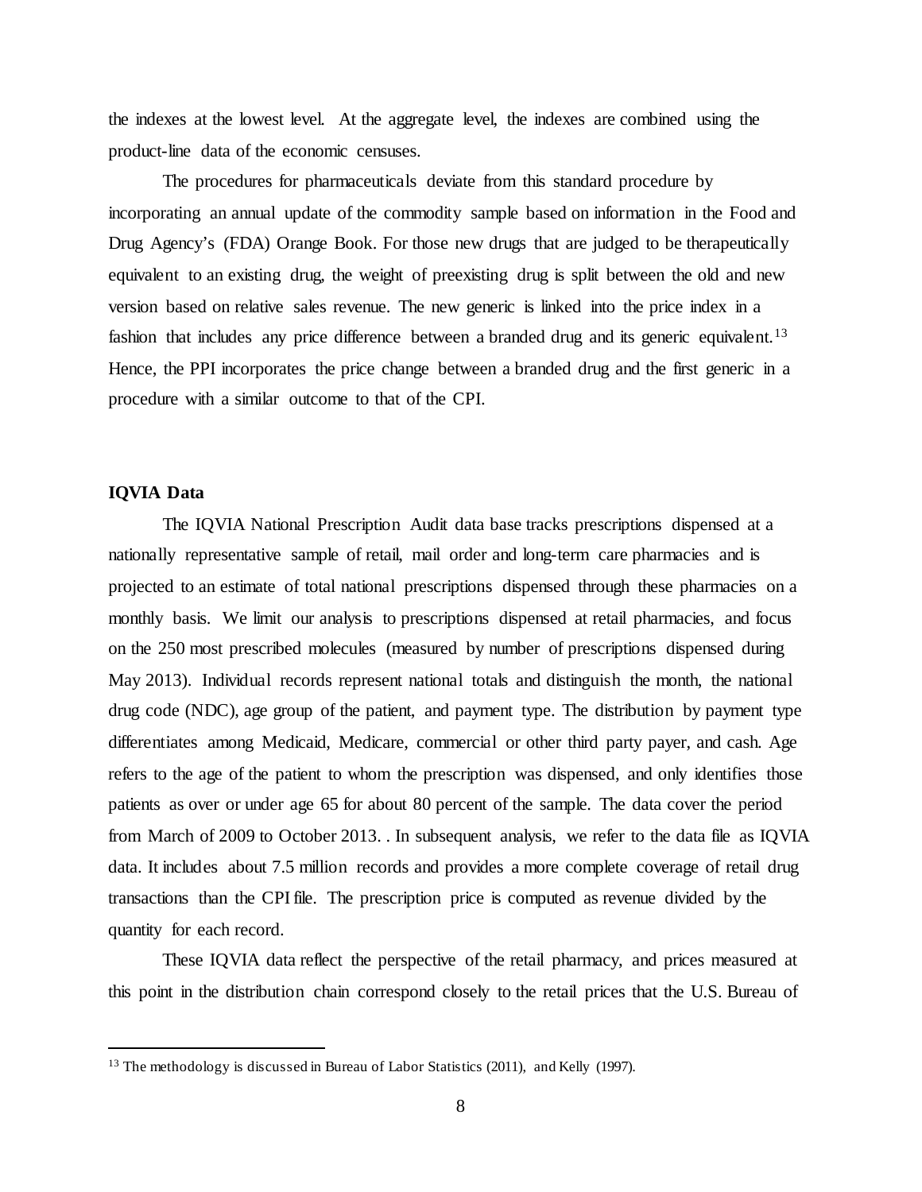the indexes at the lowest level. At the aggregate level, the indexes are combined using the product-line data of the economic censuses.

The procedures for pharmaceuticals deviate from this standard procedure by incorporating an annual update of the commodity sample based on information in the Food and Drug Agency's (FDA) Orange Book. For those new drugs that are judged to be therapeutically equivalent to an existing drug, the weight of preexisting drug is split between the old and new version based on relative sales revenue. The new generic is linked into the price index in a fashion that includes any price difference between a branded drug and its generic equivalent.[13] Hence, the PPI incorporates the price change between a branded drug and the first generic in a procedure with a similar outcome to that of the CPI.

### IQVIA Data

The IQVIA National Prescription Audit data base tracks prescriptions dispensed at a nationally representative sample of retail, mail order and long-term care pharmacies and is projected to an estimate of total national prescriptions dispensed through these pharmacies on a monthly basis. We limit our analysis to prescriptions dispensed at retail pharmacies, and focus on the 250 most prescribed molecules (measured by number of prescriptions dispensed during May 2013). Individual records represent national totals and distinguish the month, the national drug code (NDC), age group of the patient, and payment type. The distribution by payment type differentiates among Medicaid, Medicare, commercial or other third party payer, and cash. Age refers to the age of the patient to whom the prescription was dispensed, and only identifies those patients as over or under age 65 for about 80 percent of the sample. The data cover the period from March of 2009 to October 2013. . In subsequent analysis, we refer to the data file as IQVIA data. It includes about 7.5 million records and provides a more complete coverage of retail drug transactions than the CPI file. The prescription price is computed as revenue divided by the quantity for each record.

These IQVIA data reflect the perspective of the retail pharmacy, and prices measured at this point in the distribution chain correspond closely to the retail prices that the U.S. Bureau of

[13] The methodology is discussed in Bureau of Labor Statistics (2011), and Kelly (1997).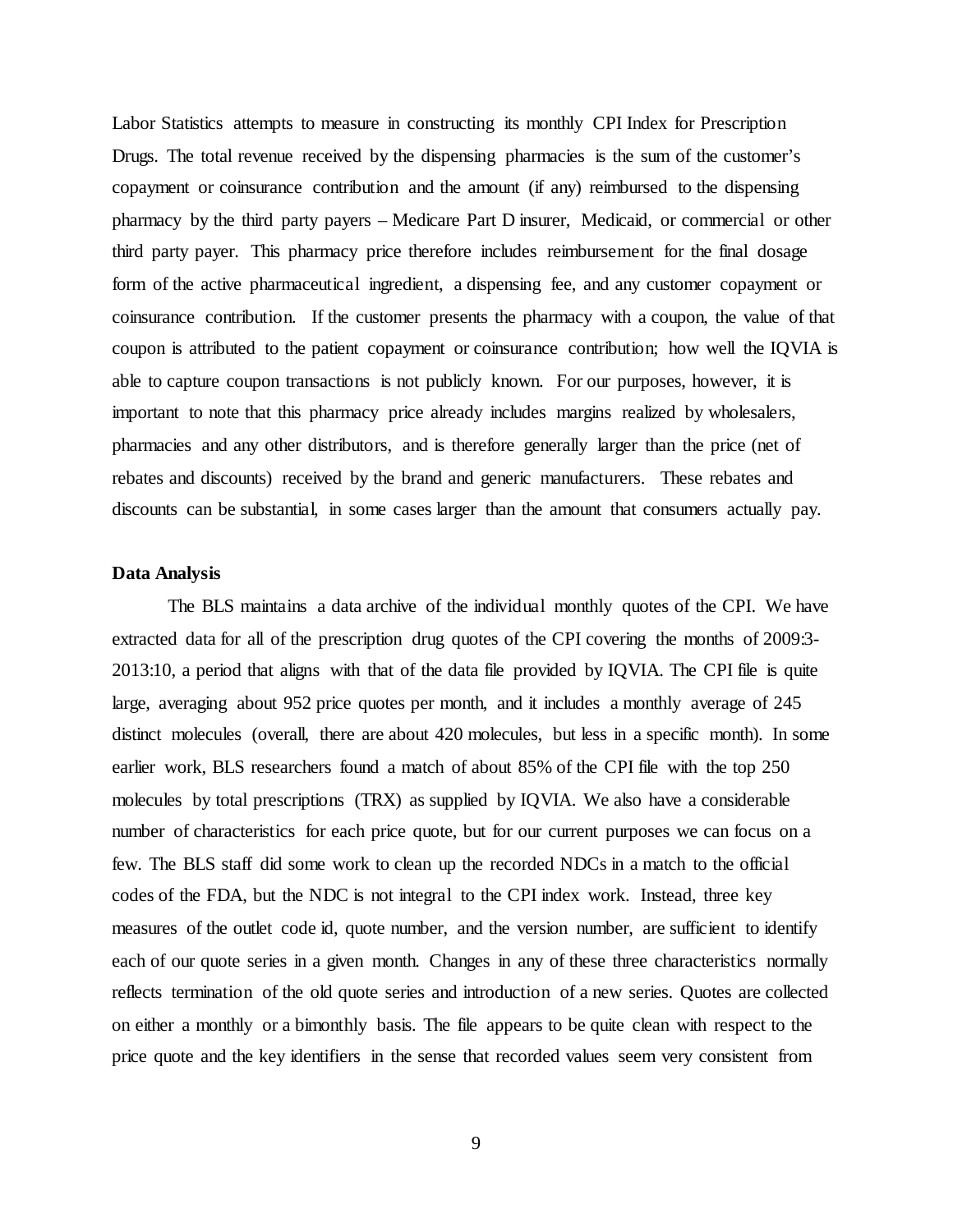Labor Statistics attempts to measure in constructing its monthly CPI Index for Prescription Drugs. The total revenue received by the dispensing pharmacies is the sum of the customer's copayment or coinsurance contribution and the amount (if any) reimbursed to the dispensing pharmacy by the third party payers – Medicare Part D insurer, Medicaid, or commercial or other third party payer. This pharmacy price therefore includes reimbursement for the final dosage form of the active pharmaceutical ingredient, a dispensing fee, and any customer copayment or coinsurance contribution. If the customer presents the pharmacy with a coupon, the value of that coupon is attributed to the patient copayment or coinsurance contribution; how well the IQVIA is able to capture coupon transactions is not publicly known. For our purposes, however, it is important to note that this pharmacy price already includes margins realized by wholesalers, pharmacies and any other distributors, and is therefore generally larger than the price (net of rebates and discounts) received by the brand and generic manufacturers. These rebates and discounts can be substantial, in some cases larger than the amount that consumers actually pay.

**Data Analysis**

The BLS maintains a data archive of the individual monthly quotes of the CPI. We have extracted data for all of the prescription drug quotes of the CPI covering the months of 2009:3-2013:10, a period that aligns with that of the data file provided by IQVIA. The CPI file is quite large, averaging about 952 price quotes per month, and it includes a monthly average of 245 distinct molecules (overall, there are about 420 molecules, but less in a specific month). In some earlier work, BLS researchers found a match of about 85% of the CPI file with the top 250 molecules by total prescriptions (TRX) as supplied by IQVIA. We also have a considerable number of characteristics for each price quote, but for our current purposes we can focus on a few. The BLS staff did some work to clean up the recorded NDCs in a match to the official codes of the FDA, but the NDC is not integral to the CPI index work. Instead, three key measures of the outlet code id, quote number, and the version number, are sufficient to identify each of our quote series in a given month. Changes in any of these three characteristics normally reflects termination of the old quote series and introduction of a new series. Quotes are collected on either a monthly or a bimonthly basis. The file appears to be quite clean with respect to the price quote and the key identifiers in the sense that recorded values seem very consistent from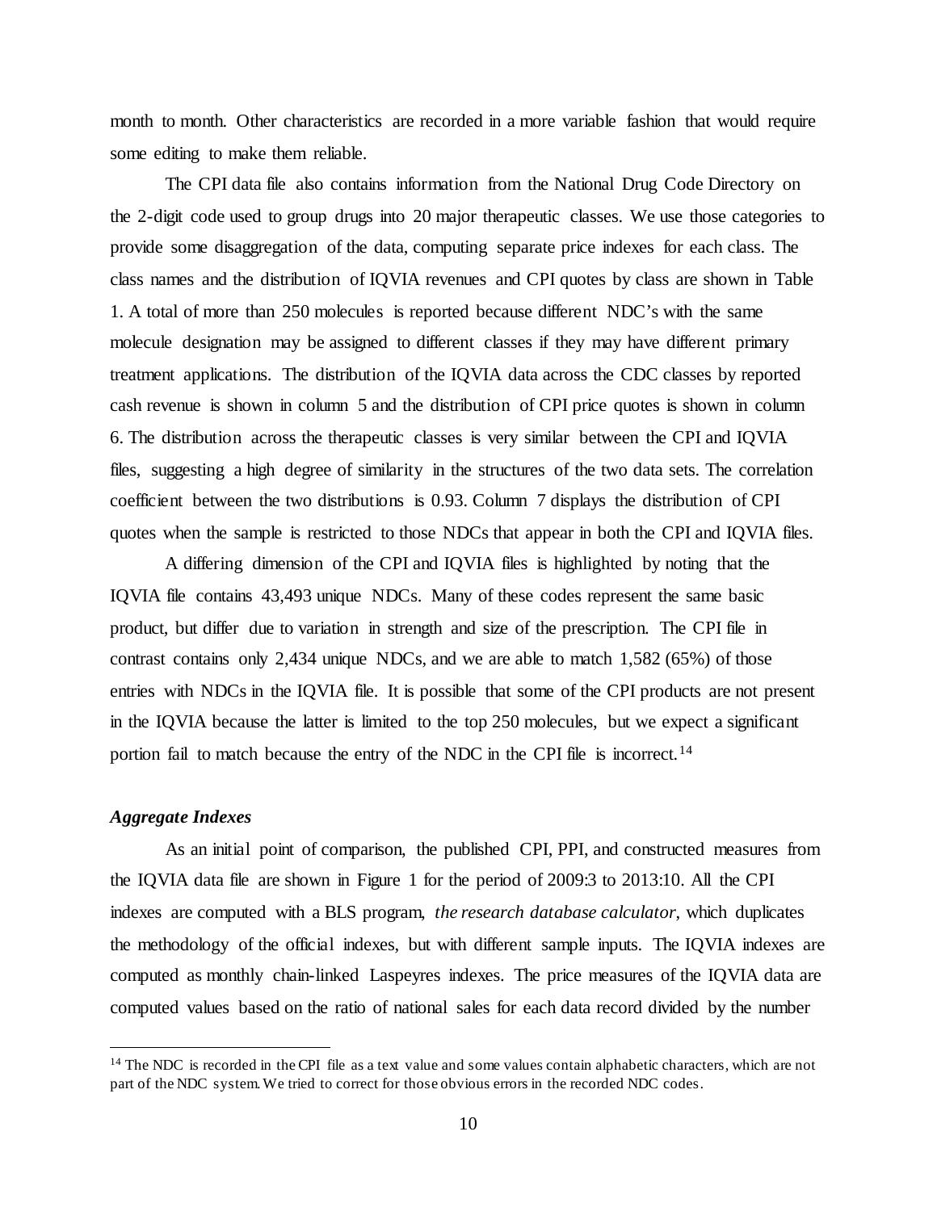month to month. Other characteristics are recorded in a more variable fashion that would require some editing to make them reliable.

The CPI data file also contains information from the National Drug Code Directory on the 2-digit code used to group drugs into 20 major therapeutic classes. We use those categories to provide some disaggregation of the data, computing separate price indexes for each class. The class names and the distribution of IQVIA revenues and CPI quotes by class are shown in Table 1. A total of more than 250 molecules is reported because different NDC's with the same molecule designation may be assigned to different classes if they may have different primary treatment applications. The distribution of the IQVIA data across the CDC classes by reported cash revenue is shown in column 5 and the distribution of CPI price quotes is shown in column 6. The distribution across the therapeutic classes is very similar between the CPI and IQVIA files, suggesting a high degree of similarity in the structures of the two data sets. The correlation coefficient between the two distributions is 0.93. Column 7 displays the distribution of CPI quotes when the sample is restricted to those NDCs that appear in both the CPI and IQVIA files.

A differing dimension of the CPI and IQVIA files is highlighted by noting that the IQVIA file contains 43,493 unique NDCs. Many of these codes represent the same basic product, but differ due to variation in strength and size of the prescription. The CPI file in contrast contains only 2,434 unique NDCs, and we are able to match 1,582 (65%) of those entries with NDCs in the IQVIA file. It is possible that some of the CPI products are not present in the IQVIA because the latter is limited to the top 250 molecules, but we expect a significant portion fail to match because the entry of the NDC in the CPI file is incorrect.[14]

### *Aggregate Indexes*

As an initial point of comparison, the published CPI, PPI, and constructed measures from the IQVIA data file are shown in Figure 1 for the period of 2009:3 to 2013:10. All the CPI indexes are computed with a BLS program, *the research database calculator*, which duplicates the methodology of the official indexes, but with different sample inputs. The IQVIA indexes are computed as monthly chain-linked Laspeyres indexes. The price measures of the IQVIA data are computed values based on the ratio of national sales for each data record divided by the number

[14] The NDC is recorded in the CPI file as a text value and some values contain alphabetic characters, which are not part of the NDC system. We tried to correct for those obvious errors in the recorded NDC codes.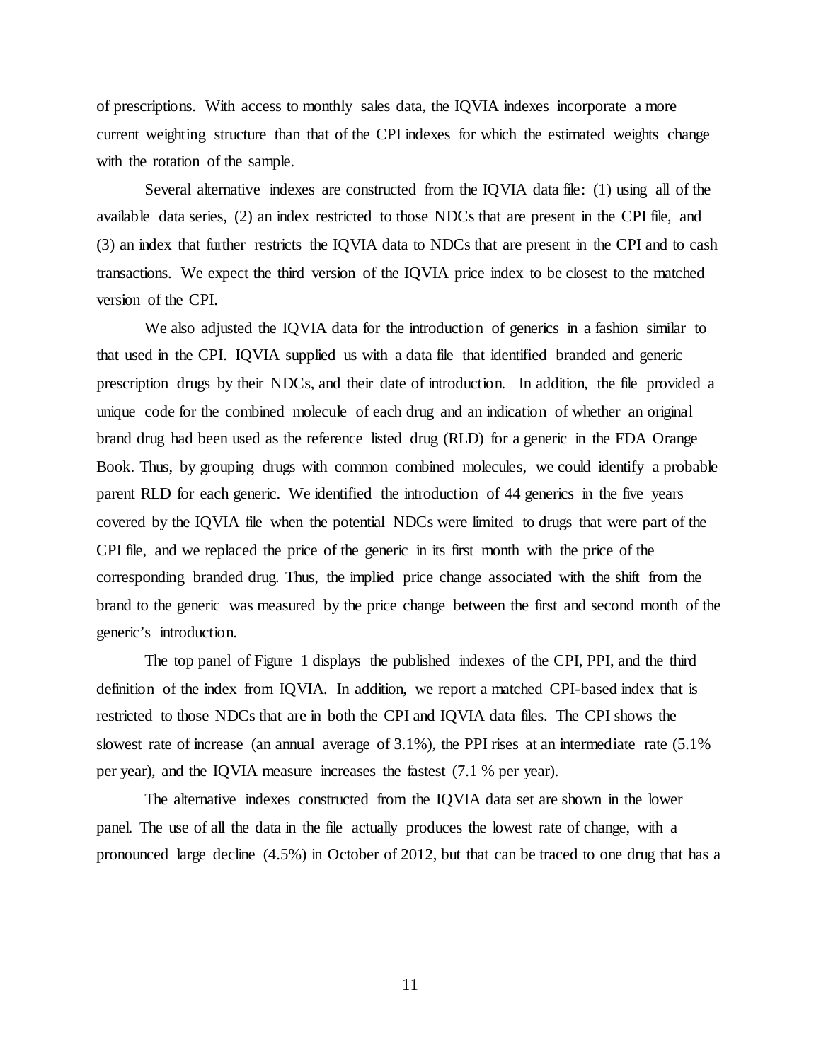of prescriptions. With access to monthly sales data, the IQVIA indexes incorporate a more current weighting structure than that of the CPI indexes for which the estimated weights change with the rotation of the sample.

Several alternative indexes are constructed from the IQVIA data file: (1) using all of the available data series, (2) an index restricted to those NDCs that are present in the CPI file, and (3) an index that further restricts the IQVIA data to NDCs that are present in the CPI and to cash transactions. We expect the third version of the IQVIA price index to be closest to the matched version of the CPI.

We also adjusted the IQVIA data for the introduction of generics in a fashion similar to that used in the CPI. IQVIA supplied us with a data file that identified branded and generic prescription drugs by their NDCs, and their date of introduction. In addition, the file provided a unique code for the combined molecule of each drug and an indication of whether an original brand drug had been used as the reference listed drug (RLD) for a generic in the FDA Orange Book. Thus, by grouping drugs with common combined molecules, we could identify a probable parent RLD for each generic. We identified the introduction of 44 generics in the five years covered by the IQVIA file when the potential NDCs were limited to drugs that were part of the CPI file, and we replaced the price of the generic in its first month with the price of the corresponding branded drug. Thus, the implied price change associated with the shift from the brand to the generic was measured by the price change between the first and second month of the generic's introduction.

The top panel of Figure 1 displays the published indexes of the CPI, PPI, and the third definition of the index from IQVIA. In addition, we report a matched CPI-based index that is restricted to those NDCs that are in both the CPI and IQVIA data files. The CPI shows the slowest rate of increase (an annual average of 3.1%), the PPI rises at an intermediate rate (5.1% per year), and the IQVIA measure increases the fastest (7.1 % per year).

The alternative indexes constructed from the IQVIA data set are shown in the lower panel. The use of all the data in the file actually produces the lowest rate of change, with a pronounced large decline (4.5%) in October of 2012, but that can be traced to one drug that has a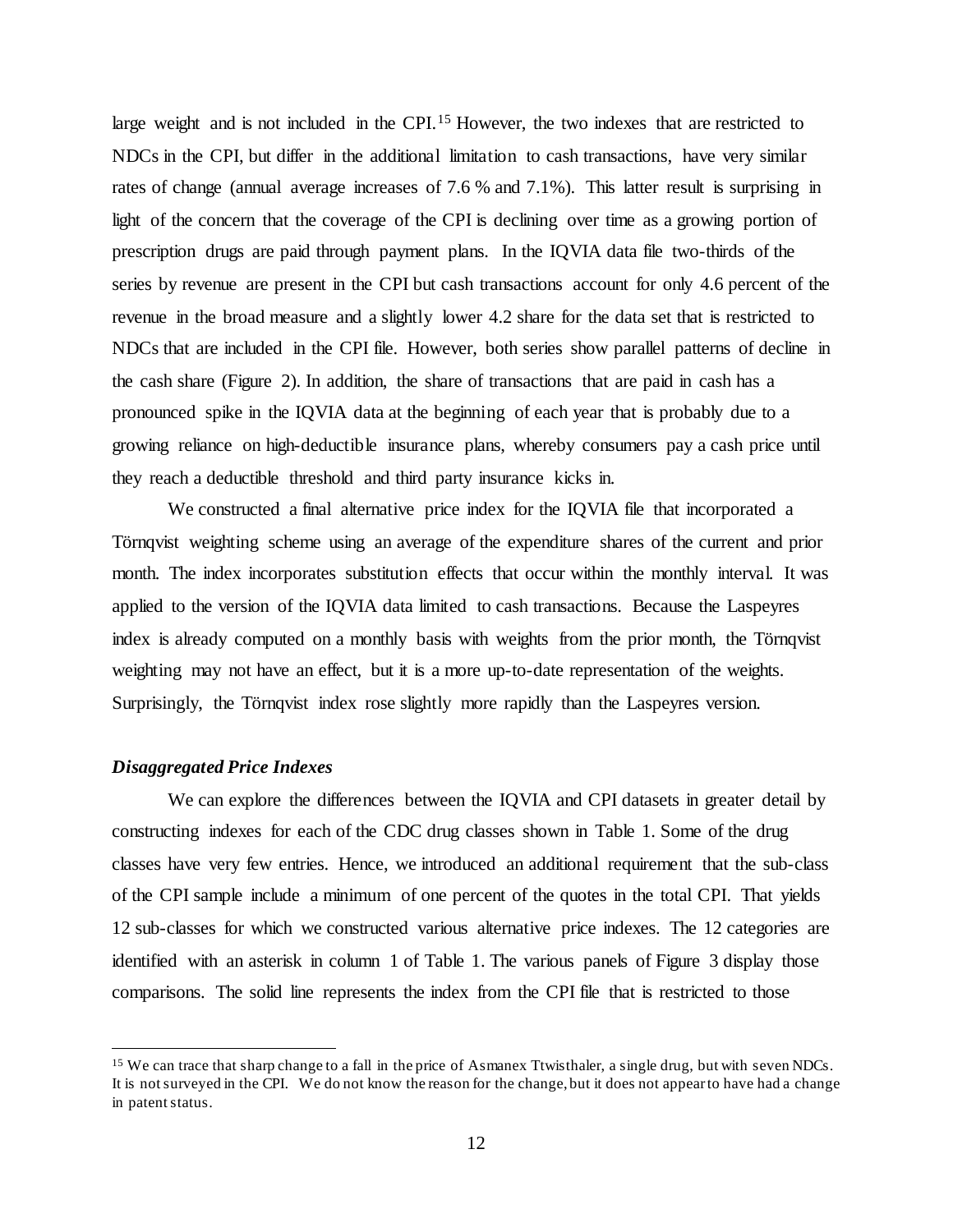large weight and is not included in the CPI.[15] However, the two indexes that are restricted to NDCs in the CPI, but differ in the additional limitation to cash transactions, have very similar rates of change (annual average increases of 7.6 % and 7.1%). This latter result is surprising in light of the concern that the coverage of the CPI is declining over time as a growing portion of prescription drugs are paid through payment plans. In the IQVIA data file two-thirds of the series by revenue are present in the CPI but cash transactions account for only 4.6 percent of the revenue in the broad measure and a slightly lower 4.2 share for the data set that is restricted to NDCs that are included in the CPI file. However, both series show parallel patterns of decline in the cash share (Figure 2). In addition, the share of transactions that are paid in cash has a pronounced spike in the IQVIA data at the beginning of each year that is probably due to a growing reliance on high-deductible insurance plans, whereby consumers pay a cash price until they reach a deductible threshold and third party insurance kicks in.

We constructed a final alternative price index for the IQVIA file that incorporated a Törnqvist weighting scheme using an average of the expenditure shares of the current and prior month. The index incorporates substitution effects that occur within the monthly interval. It was applied to the version of the IQVIA data limited to cash transactions. Because the Laspeyres index is already computed on a monthly basis with weights from the prior month, the Törnqvist weighting may not have an effect, but it is a more up-to-date representation of the weights. Surprisingly, the Törnqvist index rose slightly more rapidly than the Laspeyres version.

***Disaggregated Price Indexes***

We can explore the differences between the IQVIA and CPI datasets in greater detail by constructing indexes for each of the CDC drug classes shown in Table 1. Some of the drug classes have very few entries. Hence, we introduced an additional requirement that the sub-class of the CPI sample include a minimum of one percent of the quotes in the total CPI. That yields 12 sub-classes for which we constructed various alternative price indexes. The 12 categories are identified with an asterisk in column 1 of Table 1. The various panels of Figure 3 display those comparisons. The solid line represents the index from the CPI file that is restricted to those

[15] We can trace that sharp change to a fall in the price of Asmanex Ttwisthaler, a single drug, but with seven NDCs. It is not surveyed in the CPI. We do not know the reason for the change, but it does not appear to have had a change in patent status.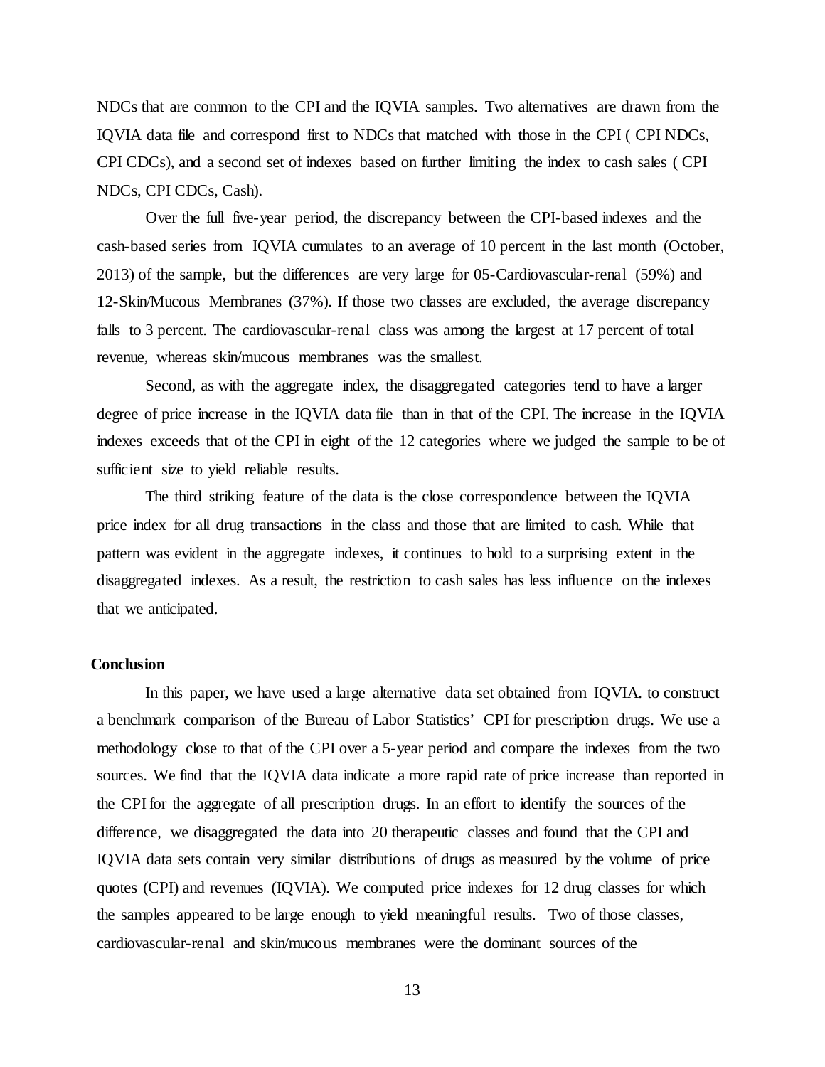NDCs that are common to the CPI and the IQVIA samples. Two alternatives are drawn from the IQVIA data file and correspond first to NDCs that matched with those in the CPI ( CPI NDCs, CPI CDCs), and a second set of indexes based on further limiting the index to cash sales ( CPI NDCs, CPI CDCs, Cash).

Over the full five-year period, the discrepancy between the CPI-based indexes and the cash-based series from IQVIA cumulates to an average of 10 percent in the last month (October, 2013) of the sample, but the differences are very large for 05-Cardiovascular-renal (59%) and 12-Skin/Mucous Membranes (37%). If those two classes are excluded, the average discrepancy falls to 3 percent. The cardiovascular-renal class was among the largest at 17 percent of total revenue, whereas skin/mucous membranes was the smallest.

Second, as with the aggregate index, the disaggregated categories tend to have a larger degree of price increase in the IQVIA data file than in that of the CPI. The increase in the IQVIA indexes exceeds that of the CPI in eight of the 12 categories where we judged the sample to be of sufficient size to yield reliable results.

The third striking feature of the data is the close correspondence between the IQVIA price index for all drug transactions in the class and those that are limited to cash. While that pattern was evident in the aggregate indexes, it continues to hold to a surprising extent in the disaggregated indexes. As a result, the restriction to cash sales has less influence on the indexes that we anticipated.

## Conclusion

In this paper, we have used a large alternative data set obtained from IQVIA. to construct a benchmark comparison of the Bureau of Labor Statistics' CPI for prescription drugs. We use a methodology close to that of the CPI over a 5-year period and compare the indexes from the two sources. We find that the IQVIA data indicate a more rapid rate of price increase than reported in the CPI for the aggregate of all prescription drugs. In an effort to identify the sources of the difference, we disaggregated the data into 20 therapeutic classes and found that the CPI and IQVIA data sets contain very similar distributions of drugs as measured by the volume of price quotes (CPI) and revenues (IQVIA). We computed price indexes for 12 drug classes for which the samples appeared to be large enough to yield meaningful results. Two of those classes, cardiovascular-renal and skin/mucous membranes were the dominant sources of the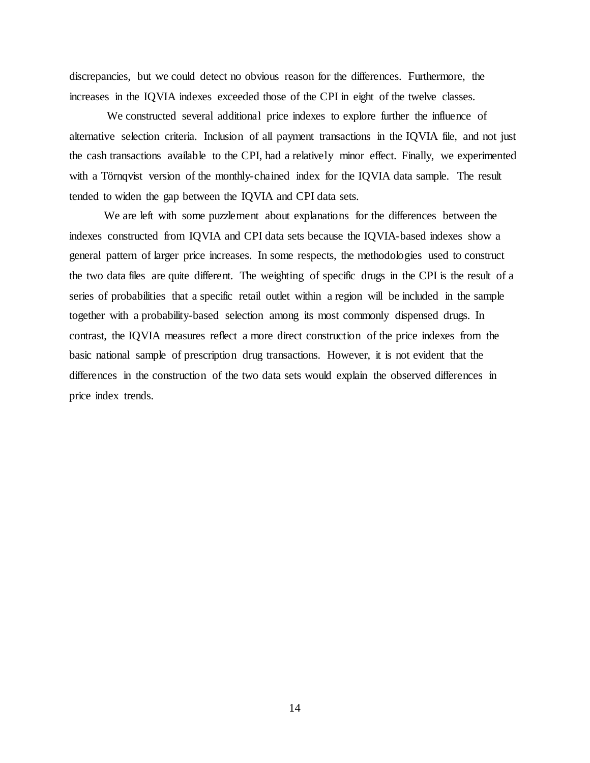discrepancies, but we could detect no obvious reason for the differences. Furthermore, the increases in the IQVIA indexes exceeded those of the CPI in eight of the twelve classes.

We constructed several additional price indexes to explore further the influence of alternative selection criteria. Inclusion of all payment transactions in the IQVIA file, and not just the cash transactions available to the CPI, had a relatively minor effect. Finally, we experimented with a Törnqvist version of the monthly-chained index for the IQVIA data sample. The result tended to widen the gap between the IQVIA and CPI data sets.

We are left with some puzzlement about explanations for the differences between the indexes constructed from IQVIA and CPI data sets because the IQVIA-based indexes show a general pattern of larger price increases. In some respects, the methodologies used to construct the two data files are quite different. The weighting of specific drugs in the CPI is the result of a series of probabilities that a specific retail outlet within a region will be included in the sample together with a probability-based selection among its most commonly dispensed drugs. In contrast, the IQVIA measures reflect a more direct construction of the price indexes from the basic national sample of prescription drug transactions. However, it is not evident that the differences in the construction of the two data sets would explain the observed differences in price index trends.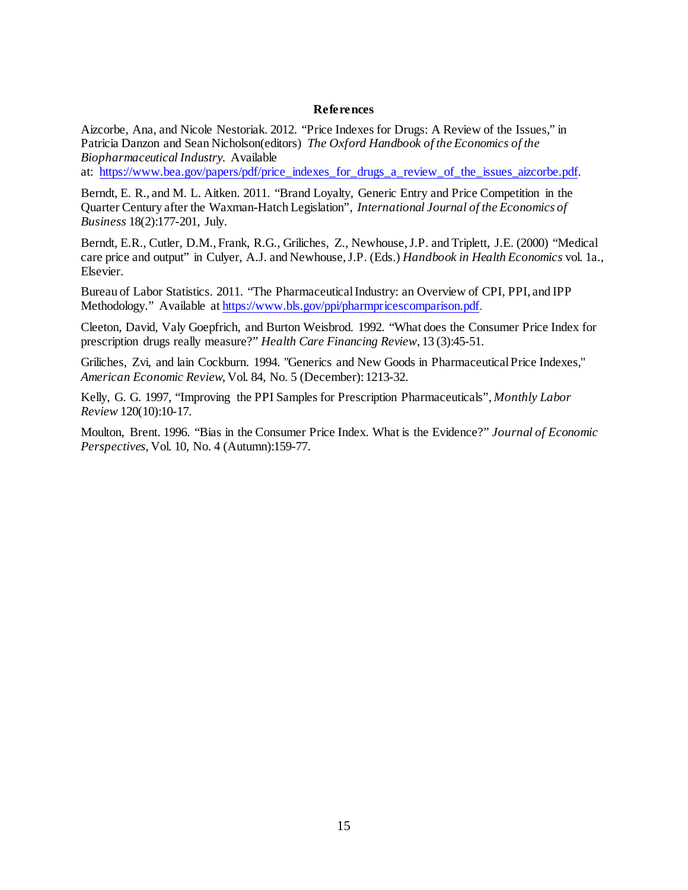## References

Aizcorbe, Ana, and Nicole Nestoriak. 2012. "Price Indexes for Drugs: A Review of the Issues," in Patricia Danzon and Sean Nicholson(editors) *The Oxford Handbook of the Economics of the Biopharmaceutical Industry.* Available at: https://www.bea.gov/papers/pdf/price_indexes_for_drugs_a_review_of_the_issues_aizcorbe.pdf.

Berndt, E. R., and M. L. Aitken. 2011. "Brand Loyalty, Generic Entry and Price Competition in the Quarter Century after the Waxman-Hatch Legislation", *International Journal of the Economics of Business* 18(2):177-201, July.

Berndt, E.R., Cutler, D.M., Frank, R.G., Griliches, Z., Newhouse, J.P. and Triplett, J.E. (2000) "Medical care price and output" in Culyer, A.J. and Newhouse, J.P. (Eds.) *Handbook in Health Economics* vol. 1a., Elsevier.

Bureau of Labor Statistics. 2011. "The Pharmaceutical Industry: an Overview of CPI, PPI, and IPP Methodology." Available at https://www.bls.gov/ppi/pharmpricescomparison.pdf.

Cleeton, David, Valy Goepfrich, and Burton Weisbrod. 1992. "What does the Consumer Price Index for prescription drugs really measure?" *Health Care Financing Review*, 13 (3):45-51.

Griliches, Zvi, and lain Cockburn. 1994. "Generics and New Goods in Pharmaceutical Price Indexes," *American Economic Review*, Vol. 84, No. 5 (December): 1213-32.

Kelly, G. G. 1997, "Improving the PPI Samples for Prescription Pharmaceuticals", *Monthly Labor Review* 120(10):10-17.

Moulton, Brent. 1996. "Bias in the Consumer Price Index. What is the Evidence?" *Journal of Economic Perspectives*, Vol. 10, No. 4 (Autumn):159-77.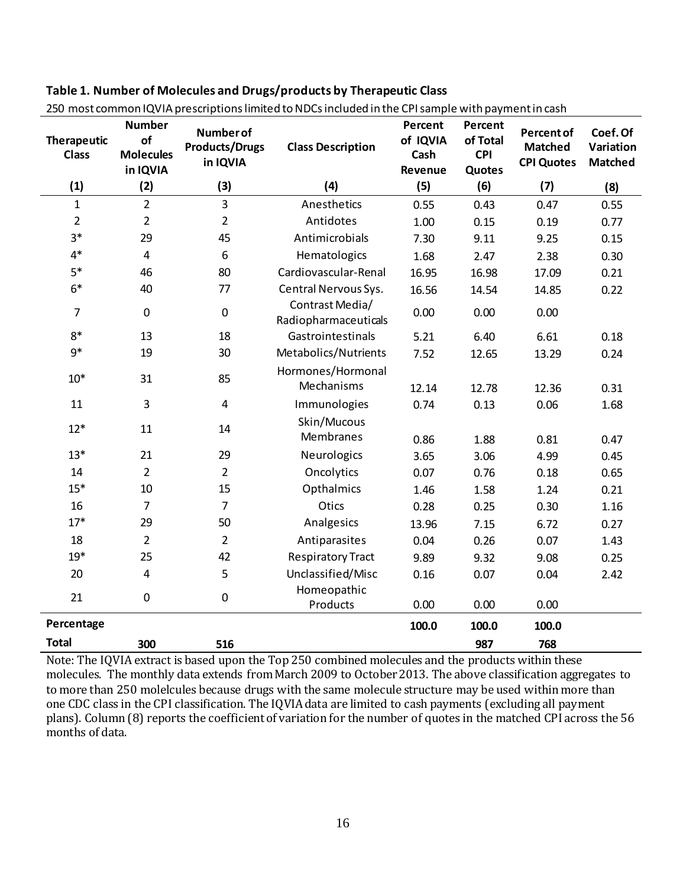**Table 1. Number of Molecules and Drugs/products by Therapeutic Class**

250 most common IQVIA prescriptions limited to NDCs included in the CPI sample with payment in cash

| Therapeutic Class | Number of Molecules in IQVIA | Number of Products/Drugs in IQVIA | Class Description | Percent of IQVIA Cash Revenue | Percent of Total CPI Quotes | Percent of Matched CPI Quotes | Coef. Of Variation Matched |
|---|---|---|---|---|---|---|---|
| (1) | (2) | (3) | (4) | (5) | (6) | (7) | (8) |
| 1 | 2 | 3 | Anesthetics | 0.55 | 0.43 | 0.47 | 0.55 |
| 2 | 2 | 2 | Antidotes | 1.00 | 0.15 | 0.19 | 0.77 |
| 3* | 29 | 45 | Antimicrobials | 7.30 | 9.11 | 9.25 | 0.15 |
| 4* | 4 | 6 | Hematologics | 1.68 | 2.47 | 2.38 | 0.30 |
| 5* | 46 | 80 | Cardiovascular-Renal | 16.95 | 16.98 | 17.09 | 0.21 |
| 6* | 40 | 77 | Central Nervous Sys. | 16.56 | 14.54 | 14.85 | 0.22 |
| 7 | 0 | 0 | Contrast Media/ Radiopharmaceuticals | 0.00 | 0.00 | 0.00 | |
| 8* | 13 | 18 | Gastrointestinals | 5.21 | 6.40 | 6.61 | 0.18 |
| 9* | 19 | 30 | Metabolics/Nutrients | 7.52 | 12.65 | 13.29 | 0.24 |
| 10* | 31 | 85 | Hormones/Hormonal Mechanisms | 12.14 | 12.78 | 12.36 | 0.31 |
| 11 | 3 | 4 | Immunologies | 0.74 | 0.13 | 0.06 | 1.68 |
| 12* | 11 | 14 | Skin/Mucous Membranes | 0.86 | 1.88 | 0.81 | 0.47 |
| 13* | 21 | 29 | Neurologics | 3.65 | 3.06 | 4.99 | 0.45 |
| 14 | 2 | 2 | Oncolytics | 0.07 | 0.76 | 0.18 | 0.65 |
| 15* | 10 | 15 | Opthalmics | 1.46 | 1.58 | 1.24 | 0.21 |
| 16 | 7 | 7 | Otics | 0.28 | 0.25 | 0.30 | 1.16 |
| 17* | 29 | 50 | Analgesics | 13.96 | 7.15 | 6.72 | 0.27 |
| 18 | 2 | 2 | Antiparasites | 0.04 | 0.26 | 0.07 | 1.43 |
| 19* | 25 | 42 | Respiratory Tract | 9.89 | 9.32 | 9.08 | 0.25 |
| 20 | 4 | 5 | Unclassified/Misc | 0.16 | 0.07 | 0.04 | 2.42 |
| 21 | 0 | 0 | Homeopathic Products | 0.00 | 0.00 | 0.00 | |
| **Percentage** | | | | **100.0** | **100.0** | **100.0** | |
| **Total** | **300** | **516** | | | **987** | **768** | |

Note: The IQVIA extract is based upon the Top 250 combined molecules and the products within these molecules. The monthly data extends from March 2009 to October 2013. The above classification aggregates to to more than 250 molelcules because drugs with the same molecule structure may be used within more than one CDC class in the CPI classification. The IQVIA data are limited to cash payments (excluding all payment plans). Column (8) reports the coefficient of variation for the number of quotes in the matched CPI across the 56 months of data.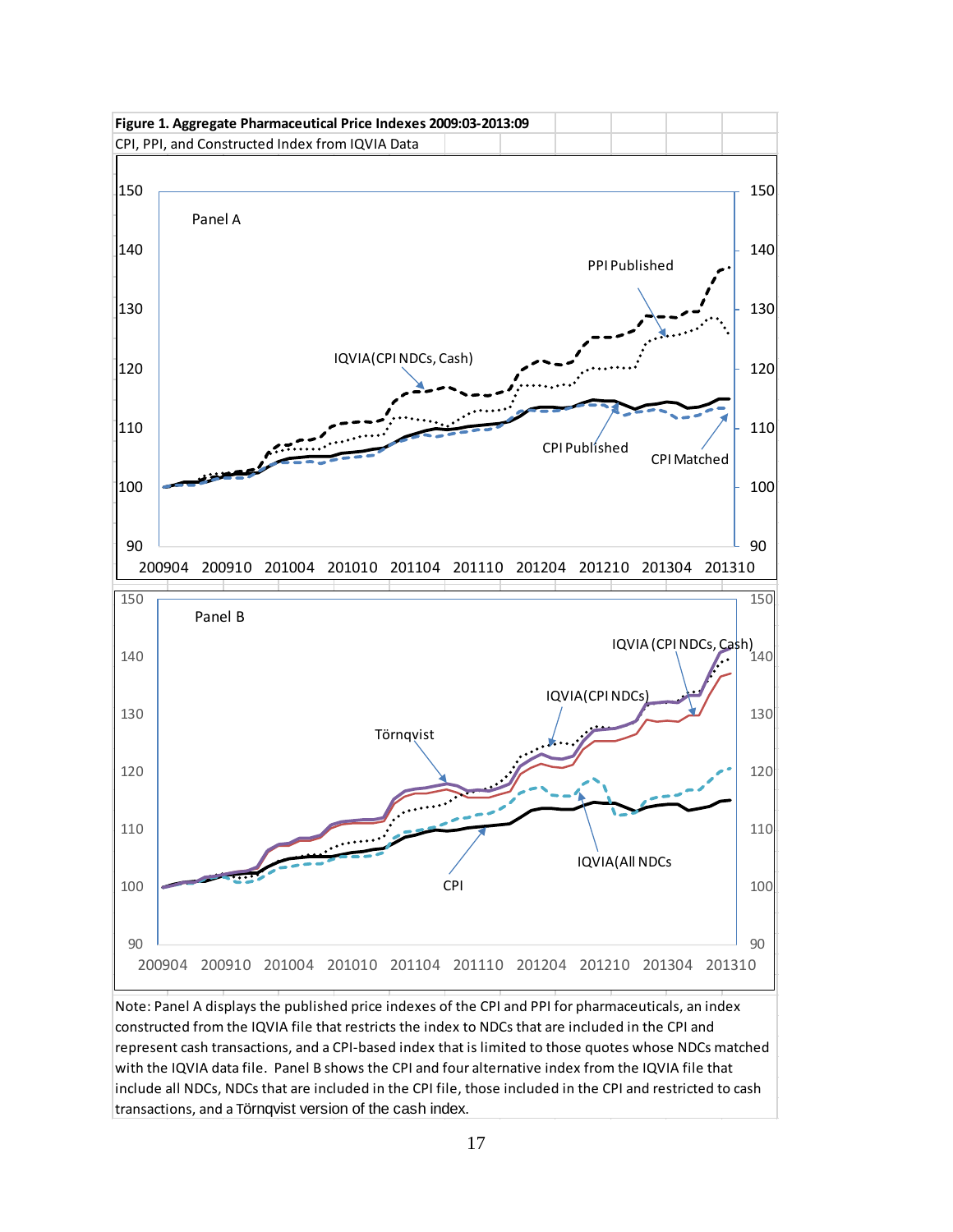**Figure 1. Aggregate Pharmaceutical Price Indexes 2009:03-2013:09**

CPI, PPI, and Constructed Index from IQVIA Data

Note: Panel A displays the published price indexes of the CPI and PPI for pharmaceuticals, an index constructed from the IQVIA file that restricts the index to NDCs that are included in the CPI and represent cash transactions, and a CPI-based index that is limited to those quotes whose NDCs matched with the IQVIA data file. Panel B shows the CPI and four alternative index from the IQVIA file that include all NDCs, NDCs that are included in the CPI file, those included in the CPI and restricted to cash transactions, and a Törnqvist version of the cash index.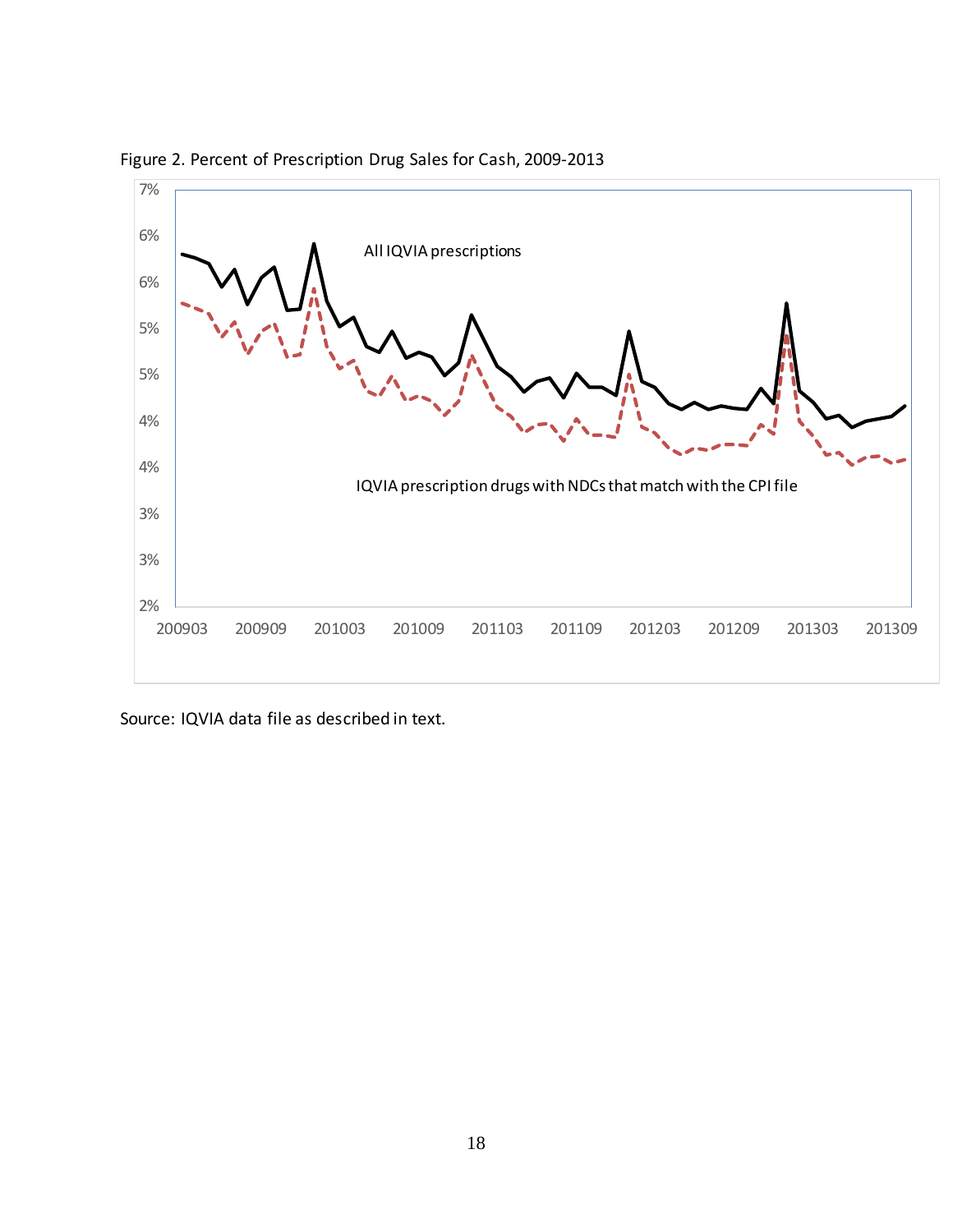Figure 2. Percent of Prescription Drug Sales for Cash, 2009-2013

Source: IQVIA data file as described in text.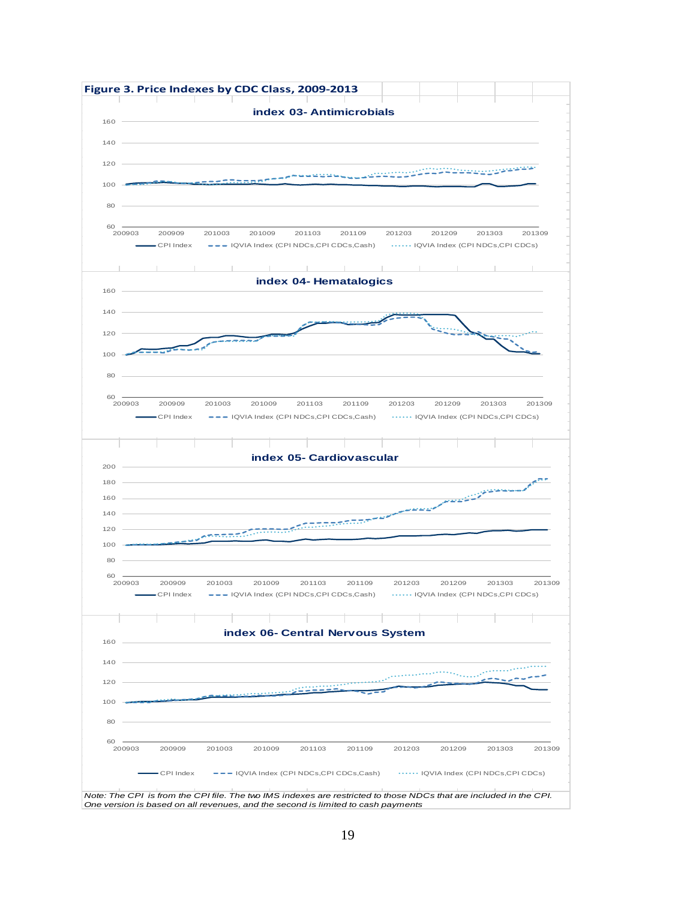**Figure 3. Price Indexes by CDC Class, 2009-2013**

index 03- Antimicrobials

160
140
120
100
80
60

200903 200909 201003 201009 201103 201109 201203 201209 201303 201309

CPI Index — IQVIA Index (CPI NDCs,CPI CDCs,Cash) — IQVIA Index (CPI NDCs,CPI CDCs)

index 04- Hematalogics

160
140
120
100
80
60

200903 200909 201003 201009 201103 201109 201203 201209 201303 201309

CPI Index — IQVIA Index (CPI NDCs,CPI CDCs,Cash) — IQVIA Index (CPI NDCs,CPI CDCs)

index 05- Cardiovascular

200
180
160
140
120
100
80
60

200903 200909 201003 201009 201103 201109 201203 201209 201303 201309

CPI Index — IQVIA Index (CPI NDCs,CPI CDCs,Cash) — IQVIA Index (CPI NDCs,CPI CDCs)

index 06- Central Nervous System

160
140
120
100
80
60

200903 200909 201003 201009 201103 201109 201203 201209 201303 201309

CPI Index — IQVIA Index (CPI NDCs,CPI CDCs,Cash) — IQVIA Index (CPI NDCs,CPI CDCs)

*Note: The CPI is from the CPI file. The two IMS indexes are restricted to those NDCs that are included in the CPI. One version is based on all revenues, and the second is limited to cash payments*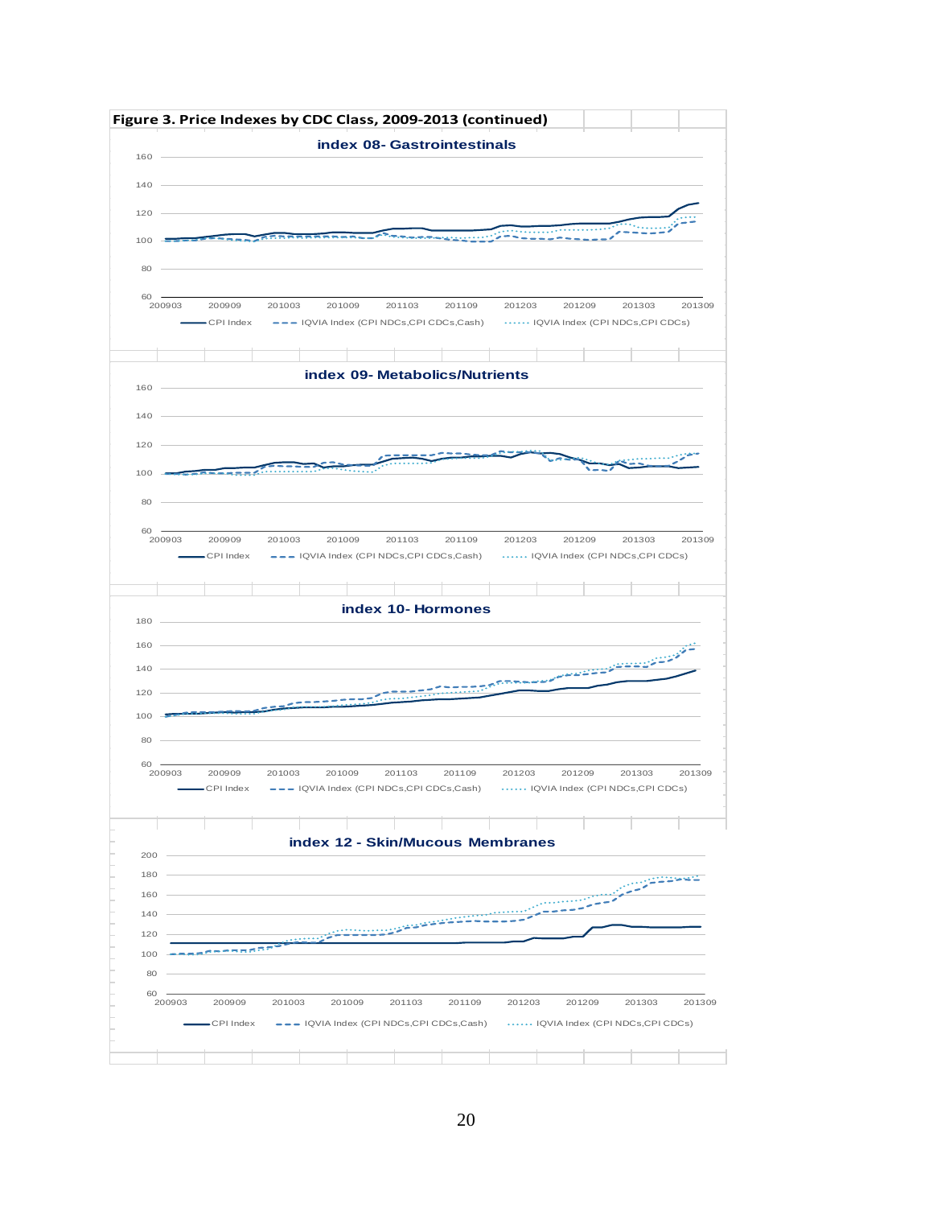**Figure 3. Price Indexes by CDC Class, 2009-2013 (continued)**

**index 08- Gastrointestinals**

160
140
120
100
80
60

200903 200909 201003 201009 201103 201109 201203 201209 201303 201309

CPI Index — IQVIA Index (CPI NDCs,CPI CDCs,Cash) — IQVIA Index (CPI NDCs,CPI CDCs)

**index 09- Metabolics/Nutrients**

160
140
120
100
80
60

200903 200909 201003 201009 201103 201109 201203 201209 201303 201309

CPI Index — IQVIA Index (CPI NDCs,CPI CDCs,Cash) — IQVIA Index (CPI NDCs,CPI CDCs)

**index 10- Hormones**

180
160
140
120
100
80
60

200903 200909 201003 201009 201103 201109 201203 201209 201303 201309

CPI Index — IQVIA Index (CPI NDCs,CPI CDCs,Cash) — IQVIA Index (CPI NDCs,CPI CDCs)

**index 12 - Skin/Mucous Membranes**

200
180
160
140
120
100
80
60

200903 200909 201003 201009 201103 201109 201203 201209 201303 201309

CPI Index — IQVIA Index (CPI NDCs,CPI CDCs,Cash) — IQVIA Index (CPI NDCs,CPI CDCs)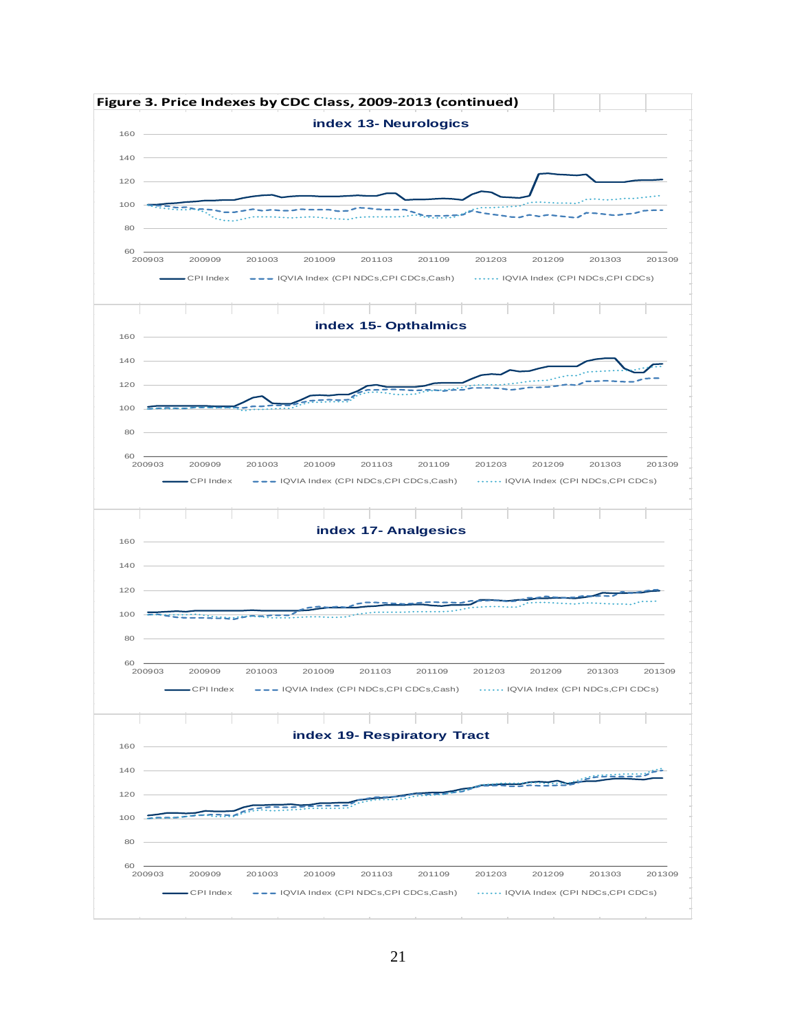**Figure 3. Price Indexes by CDC Class, 2009-2013 (continued)**

index 13- Neurologics

160
140
120
100
80
60

200903 200909 201003 201009 201103 201109 201203 201209 201303 201309

CPI Index
IQVIA Index (CPI NDCs,CPI CDCs,Cash)
IQVIA Index (CPI NDCs,CPI CDCs)

index 15- Opthalmics

160
140
120
100
80
60

200903 200909 201003 201009 201103 201109 201203 201209 201303 201309

CPI Index
IQVIA Index (CPI NDCs,CPI CDCs,Cash)
IQVIA Index (CPI NDCs,CPI CDCs)

index 17- Analgesics

160
140
120
100
80
60

200903 200909 201003 201009 201103 201109 201203 201209 201303 201309

CPI Index
IQVIA Index (CPI NDCs,CPI CDCs,Cash)
IQVIA Index (CPI NDCs,CPI CDCs)

index 19- Respiratory Tract

160
140
120
100
80
60

200903 200909 201003 201009 201103 201109 201203 201209 201303 201309

CPI Index
IQVIA Index (CPI NDCs,CPI CDCs,Cash)
IQVIA Index (CPI NDCs,CPI CDCs)